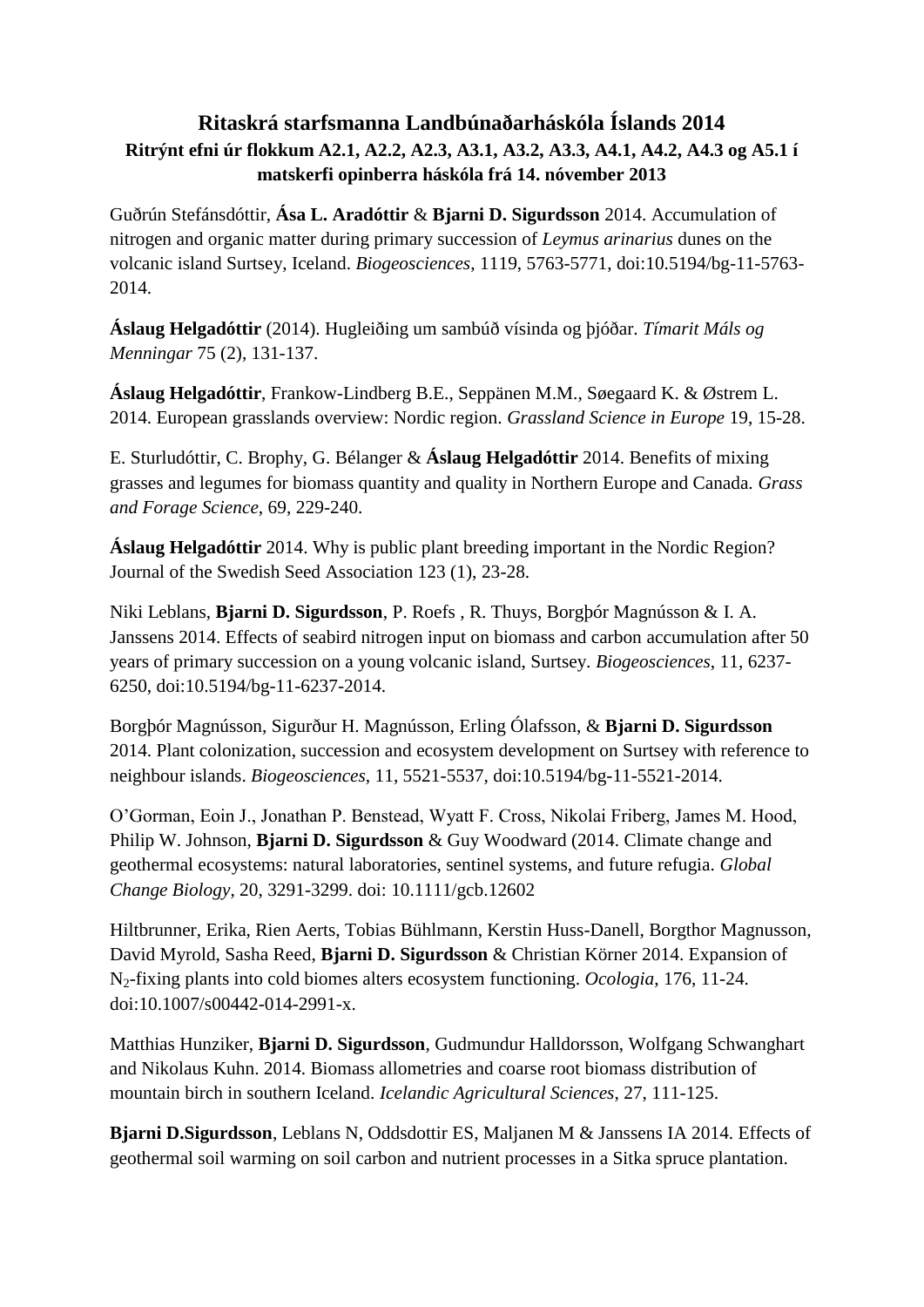# Ritaskrá starfsmanna Landbúnaðarháskóla Íslands 2014

## Ritrýnt efni úr flokkum A2.1, A2.2, A2.3, A3.1, A3.2, A3.3, A4.1, A4.2, A4.3 og A5.1 í matskerfi opinberra háskóla frá 14. nóvember 2013

Guðrún Stefánsdóttir, **Ása L. Aradóttir** & **Bjarni D. Sigurdsson** 2014. Accumulation of nitrogen and organic matter during primary succession of *Leymus arinarius* dunes on the volcanic island Surtsey, Iceland. *Biogeosciences*, 1119, 5763-5771, doi:10.5194/bg-11-5763-2014.

**Áslaug Helgadóttir** (2014). Hugleiðing um sambúð vísinda og þjóðar. *Tímarit Máls og Menningar* 75 (2), 131-137.

**Áslaug Helgadóttir**, Frankow-Lindberg B.E., Seppänen M.M., Søegaard K. & Østrem L. 2014. European grasslands overview: Nordic region. *Grassland Science in Europe* 19, 15-28.

E. Sturludóttir, C. Brophy, G. Bélanger & **Áslaug Helgadóttir** 2014. Benefits of mixing grasses and legumes for biomass quantity and quality in Northern Europe and Canada. *Grass and Forage Science*, 69, 229-240.

**Áslaug Helgadóttir** 2014. Why is public plant breeding important in the Nordic Region? Journal of the Swedish Seed Association 123 (1), 23-28.

Niki Leblans, **Bjarni D. Sigurdsson**, P. Roefs , R. Thuys, Borgþór Magnússon & I. A. Janssens 2014. Effects of seabird nitrogen input on biomass and carbon accumulation after 50 years of primary succession on a young volcanic island, Surtsey. *Biogeosciences*, 11, 6237-6250, doi:10.5194/bg-11-6237-2014.

Borgþór Magnússon, Sigurður H. Magnússon, Erling Ólafsson, & **Bjarni D. Sigurdsson** 2014. Plant colonization, succession and ecosystem development on Surtsey with reference to neighbour islands. *Biogeosciences*, 11, 5521-5537, doi:10.5194/bg-11-5521-2014.

O'Gorman, Eoin J., Jonathan P. Benstead, Wyatt F. Cross, Nikolai Friberg, James M. Hood, Philip W. Johnson, **Bjarni D. Sigurdsson** & Guy Woodward (2014. Climate change and geothermal ecosystems: natural laboratories, sentinel systems, and future refugia. *Global Change Biology*, 20, 3291-3299. doi: 10.1111/gcb.12602

Hiltbrunner, Erika, Rien Aerts, Tobias Bühlmann, Kerstin Huss-Danell, Borgthor Magnusson, David Myrold, Sasha Reed, **Bjarni D. Sigurdsson** & Christian Körner 2014. Expansion of $N_2$-fixing plants into cold biomes alters ecosystem functioning. *Ocologia*, 176, 11-24. doi:10.1007/s00442-014-2991-x.

Matthias Hunziker, **Bjarni D. Sigurdsson**, Gudmundur Halldorsson, Wolfgang Schwanghart and Nikolaus Kuhn. 2014. Biomass allometries and coarse root biomass distribution of mountain birch in southern Iceland. *Icelandic Agricultural Sciences*, 27, 111-125.

**Bjarni D.Sigurdsson**, Leblans N, Oddsdottir ES, Maljanen M & Janssens IA 2014. Effects of geothermal soil warming on soil carbon and nutrient processes in a Sitka spruce plantation.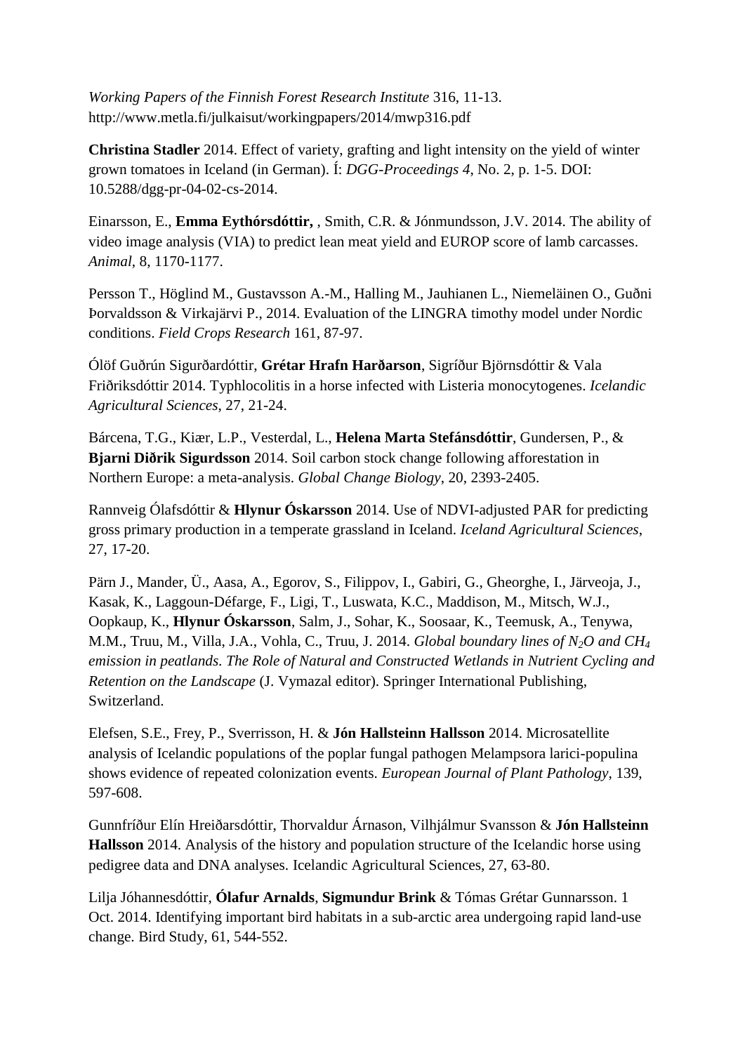*Working Papers of the Finnish Forest Research Institute* 316, 11-13. http://www.metla.fi/julkaisut/workingpapers/2014/mwp316.pdf

**Christina Stadler** 2014. Effect of variety, grafting and light intensity on the yield of winter grown tomatoes in Iceland (in German). Í: *DGG-Proceedings 4*, No. 2, p. 1-5. DOI: 10.5288/dgg-pr-04-02-cs-2014.

Einarsson, E., **Emma Eythórsdóttir,** , Smith, C.R. & Jónmundsson, J.V. 2014. The ability of video image analysis (VIA) to predict lean meat yield and EUROP score of lamb carcasses. *Animal*, 8, 1170-1177.

Persson T., Höglind M., Gustavsson A.-M., Halling M., Jauhianen L., Niemeläinen O., Guðni Þorvaldsson & Virkajärvi P., 2014. Evaluation of the LINGRA timothy model under Nordic conditions. *Field Crops Research* 161, 87-97.

Ólöf Guðrún Sigurðardóttir, **Grétar Hrafn Harðarson**, Sigríður Björnsdóttir & Vala Friðriksdóttir 2014. Typhlocolitis in a horse infected with Listeria monocytogenes. *Icelandic Agricultural Sciences*, 27, 21-24.

Bárcena, T.G., Kiær, L.P., Vesterdal, L., **Helena Marta Stefánsdóttir**, Gundersen, P., & **Bjarni Diðrik Sigurdsson** 2014. Soil carbon stock change following afforestation in Northern Europe: a meta-analysis. *Global Change Biology*, 20, 2393-2405.

Rannveig Ólafsdóttir & **Hlynur Óskarsson** 2014. Use of NDVI-adjusted PAR for predicting gross primary production in a temperate grassland in Iceland. *Iceland Agricultural Sciences*, 27, 17-20.

Pärn J., Mander, Ü., Aasa, A., Egorov, S., Filippov, I., Gabiri, G., Gheorghe, I., Järveoja, J., Kasak, K., Laggoun-Défarge, F., Ligi, T., Luswata, K.C., Maddison, M., Mitsch, W.J., Oopkaup, K., **Hlynur Óskarsson**, Salm, J., Sohar, K., Soosaar, K., Teemusk, A., Tenywa, M.M., Truu, M., Villa, J.A., Vohla, C., Truu, J. 2014. *Global boundary lines of $N_2O$ and $CH_4$ emission in peatlands. The Role of Natural and Constructed Wetlands in Nutrient Cycling and Retention on the Landscape* (J. Vymazal editor). Springer International Publishing, Switzerland.

Elefsen, S.E., Frey, P., Sverrisson, H. & **Jón Hallsteinn Hallsson** 2014. Microsatellite analysis of Icelandic populations of the poplar fungal pathogen Melampsora larici-populina shows evidence of repeated colonization events. *European Journal of Plant Pathology*, 139, 597-608.

Gunnfríður Elín Hreiðarsdóttir, Thorvaldur Árnason, Vilhjálmur Svansson & **Jón Hallsteinn Hallsson** 2014. Analysis of the history and population structure of the Icelandic horse using pedigree data and DNA analyses. Icelandic Agricultural Sciences, 27, 63-80.

Lilja Jóhannesdóttir, **Ólafur Arnalds**, **Sigmundur Brink** & Tómas Grétar Gunnarsson. 1 Oct. 2014. Identifying important bird habitats in a sub-arctic area undergoing rapid land-use change. Bird Study, 61, 544-552.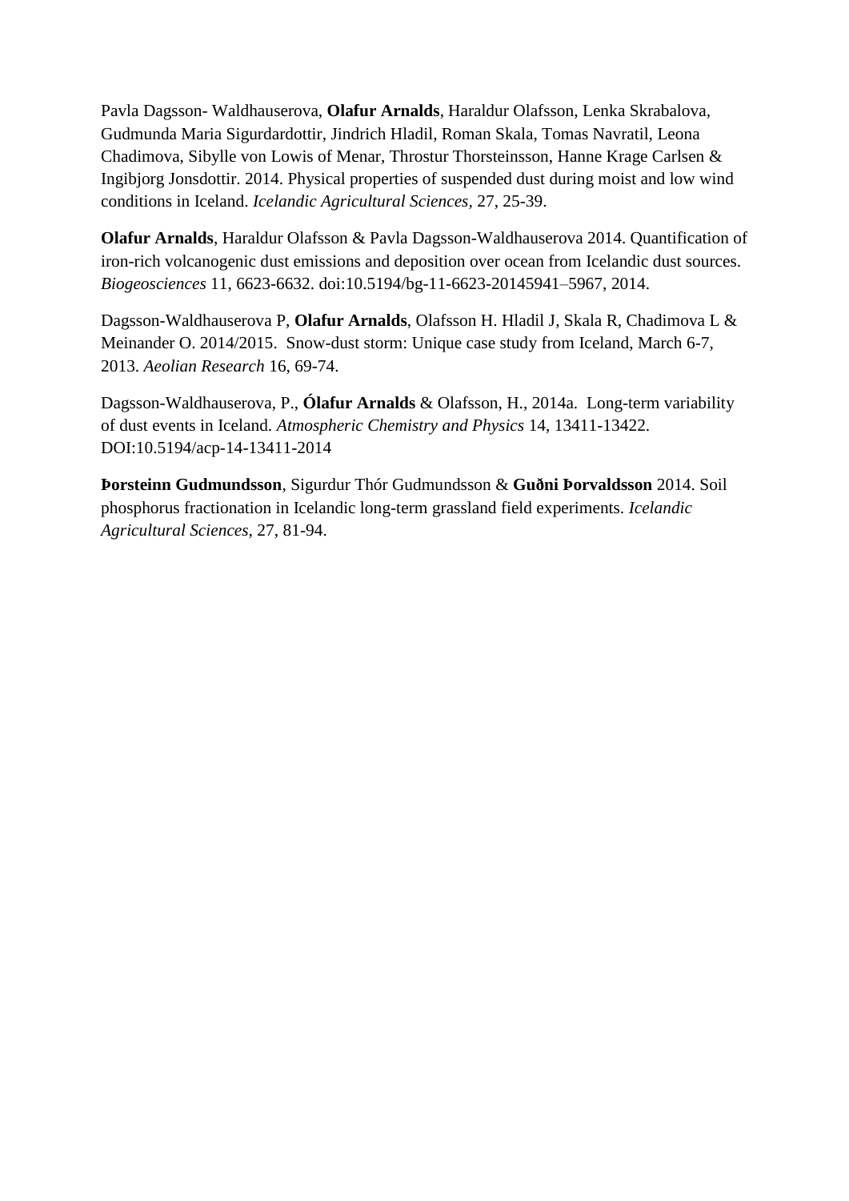Pavla Dagsson- Waldhauserova, **Olafur Arnalds**, Haraldur Olafsson, Lenka Skrabalova, Gudmunda Maria Sigurdardottir, Jindrich Hladil, Roman Skala, Tomas Navratil, Leona Chadimova, Sibylle von Lowis of Menar, Throstur Thorsteinsson, Hanne Krage Carlsen & Ingibjorg Jonsdottir. 2014. Physical properties of suspended dust during moist and low wind conditions in Iceland. *Icelandic Agricultural Sciences,* 27, 25-39.

**Olafur Arnalds**, Haraldur Olafsson & Pavla Dagsson-Waldhauserova 2014. Quantification of iron-rich volcanogenic dust emissions and deposition over ocean from Icelandic dust sources. *Biogeosciences* 11, 6623-6632. doi:10.5194/bg-11-6623-20145941–5967, 2014.

Dagsson-Waldhauserova P, **Olafur Arnalds**, Olafsson H. Hladil J, Skala R, Chadimova L & Meinander O. 2014/2015. Snow-dust storm: Unique case study from Iceland, March 6-7, 2013. *Aeolian Research* 16, 69-74.

Dagsson-Waldhauserova, P., **Ólafur Arnalds** & Olafsson, H., 2014a. Long-term variability of dust events in Iceland. *Atmospheric Chemistry and Physics* 14, 13411-13422. DOI:10.5194/acp-14-13411-2014

**Þorsteinn Gudmundsson**, Sigurdur Thór Gudmundsson & **Guðni Þorvaldsson** 2014. Soil phosphorus fractionation in Icelandic long-term grassland field experiments. *Icelandic Agricultural Sciences*, 27, 81-94.